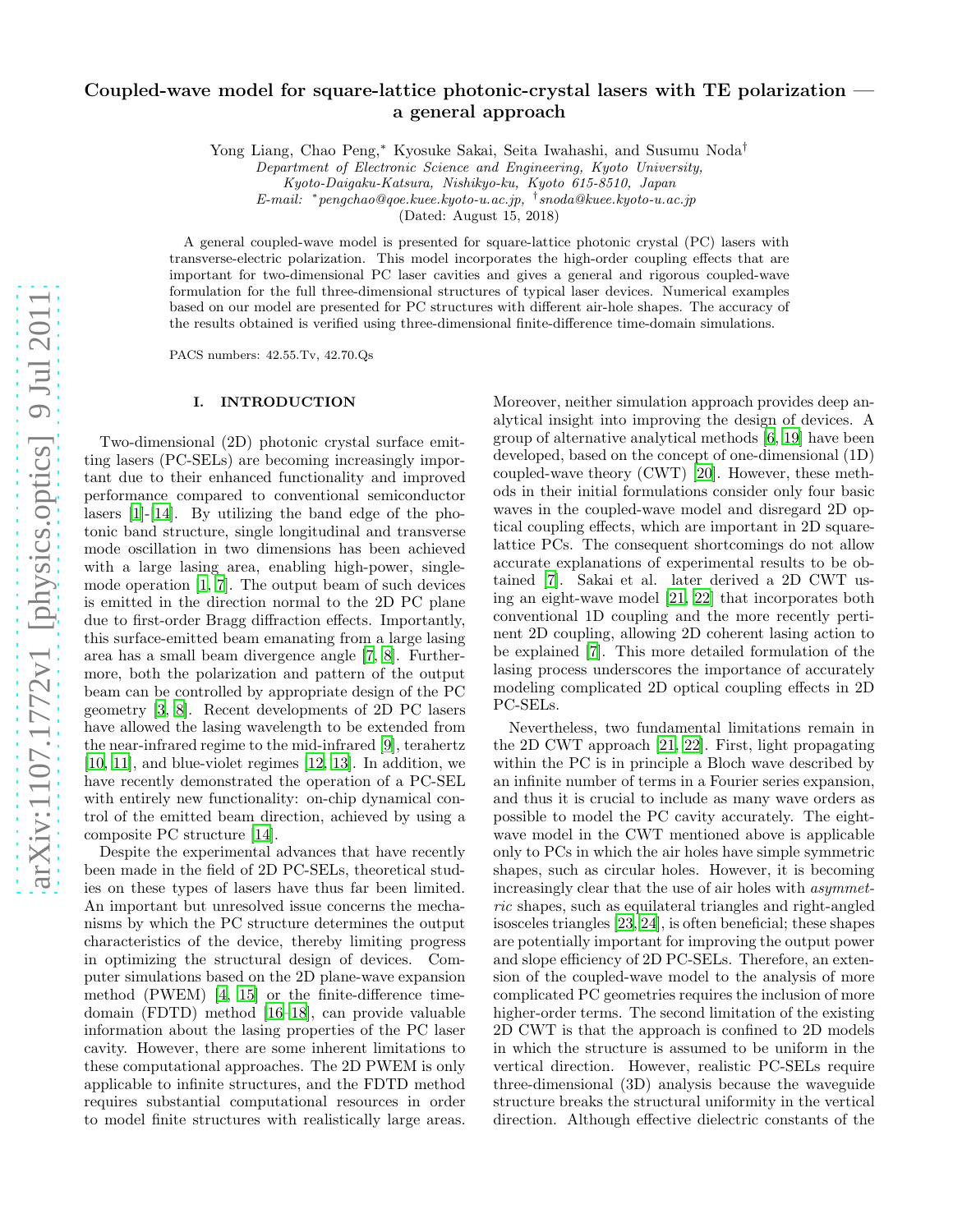# Coupled-wave model for square-lattice photonic-crystal lasers with TE polarization — a general approach

Yong Liang, Chao Peng,* Kyosuke Sakai, Seita Iwahashi, and Susumu Noda†

*Department of Electronic Science and Engineering, Kyoto University, Kyoto-Daigaku-Katsura, Nishikyo-ku, Kyoto 615-8510, Japan*

*E-mail: \*pengchao@qoe.kuee.kyoto-u.ac.jp, †snoda@kuee.kyoto-u.ac.jp*

(Dated: August 15, 2018)

A general coupled-wave model is presented for square-lattice photonic crystal (PC) lasers with transverse-electric polarization. This model incorporates the high-order coupling effects that are important for two-dimensional PC laser cavities and gives a general and rigorous coupled-wave formulation for the full three-dimensional structures of typical laser devices. Numerical examples based on our model are presented for PC structures with different air-hole shapes. The accuracy of the results obtained is verified using three-dimensional finite-difference time-domain simulations.

PACS numbers: 42.55.Tv, 42.70.Qs

## I. INTRODUCTION

Two-dimensional (2D) photonic crystal surface emitting lasers (PC-SELs) are becoming increasingly important due to their enhanced functionality and improved performance compared to conventional semiconductor lasers [1]-[14]. By utilizing the band edge of the photonic band structure, single longitudinal and transverse mode oscillation in two dimensions has been achieved with a large lasing area, enabling high-power, single-mode operation [1, 7]. The output beam of such devices is emitted in the direction normal to the 2D PC plane due to first-order Bragg diffraction effects. Importantly, this surface-emitted beam emanating from a large lasing area has a small beam divergence angle [7, 8]. Furthermore, both the polarization and pattern of the output beam can be controlled by appropriate design of the PC geometry [3, 8]. Recent developments of 2D PC lasers have allowed the lasing wavelength to be extended from the near-infrared regime to the mid-infrared [9], terahertz [10, 11], and blue-violet regimes [12, 13]. In addition, we have recently demonstrated the operation of a PC-SEL with entirely new functionality: on-chip dynamical control of the emitted beam direction, achieved by using a composite PC structure [14].

Despite the experimental advances that have recently been made in the field of 2D PC-SELs, theoretical studies on these types of lasers have thus far been limited. An important but unresolved issue concerns the mechanisms by which the PC structure determines the output characteristics of the device, thereby limiting progress in optimizing the structural design of devices. Computer simulations based on the 2D plane-wave expansion method (PWEM) [4, 15] or the finite-difference time-domain (FDTD) method [16–18], can provide valuable information about the lasing properties of the PC laser cavity. However, there are some inherent limitations to these computational approaches. The 2D PWEM is only applicable to infinite structures, and the FDTD method requires substantial computational resources in order to model finite structures with realistically large areas. Moreover, neither simulation approach provides deep analytical insight into improving the design of devices. A group of alternative analytical methods [6, 19] have been developed, based on the concept of one-dimensional (1D) coupled-wave theory (CWT) [20]. However, these methods in their initial formulations consider only four basic waves in the coupled-wave model and disregard 2D optical coupling effects, which are important in 2D square-lattice PCs. The consequent shortcomings do not allow accurate explanations of experimental results to be obtained [7]. Sakai et al. later derived a 2D CWT using an eight-wave model [21, 22] that incorporates both conventional 1D coupling and the more recently pertinent 2D coupling, allowing 2D coherent lasing action to be explained [7]. This more detailed formulation of the lasing process underscores the importance of accurately modeling complicated 2D optical coupling effects in 2D PC-SELs.

Nevertheless, two fundamental limitations remain in the 2D CWT approach [21, 22]. First, light propagating within the PC is in principle a Bloch wave described by an infinite number of terms in a Fourier series expansion, and thus it is crucial to include as many wave orders as possible to model the PC cavity accurately. The eight-wave model in the CWT mentioned above is applicable only to PCs in which the air holes have simple symmetric shapes, such as circular holes. However, it is becoming increasingly clear that the use of air holes with *asymmetric* shapes, such as equilateral triangles and right-angled isosceles triangles [23, 24], is often beneficial; these shapes are potentially important for improving the output power and slope efficiency of 2D PC-SELs. Therefore, an extension of the coupled-wave model to the analysis of more complicated PC geometries requires the inclusion of more higher-order terms. The second limitation of the existing 2D CWT is that the approach is confined to 2D models in which the structure is assumed to be uniform in the vertical direction. However, realistic PC-SELs require three-dimensional (3D) analysis because the waveguide structure breaks the structural uniformity in the vertical direction. Although effective dielectric constants of the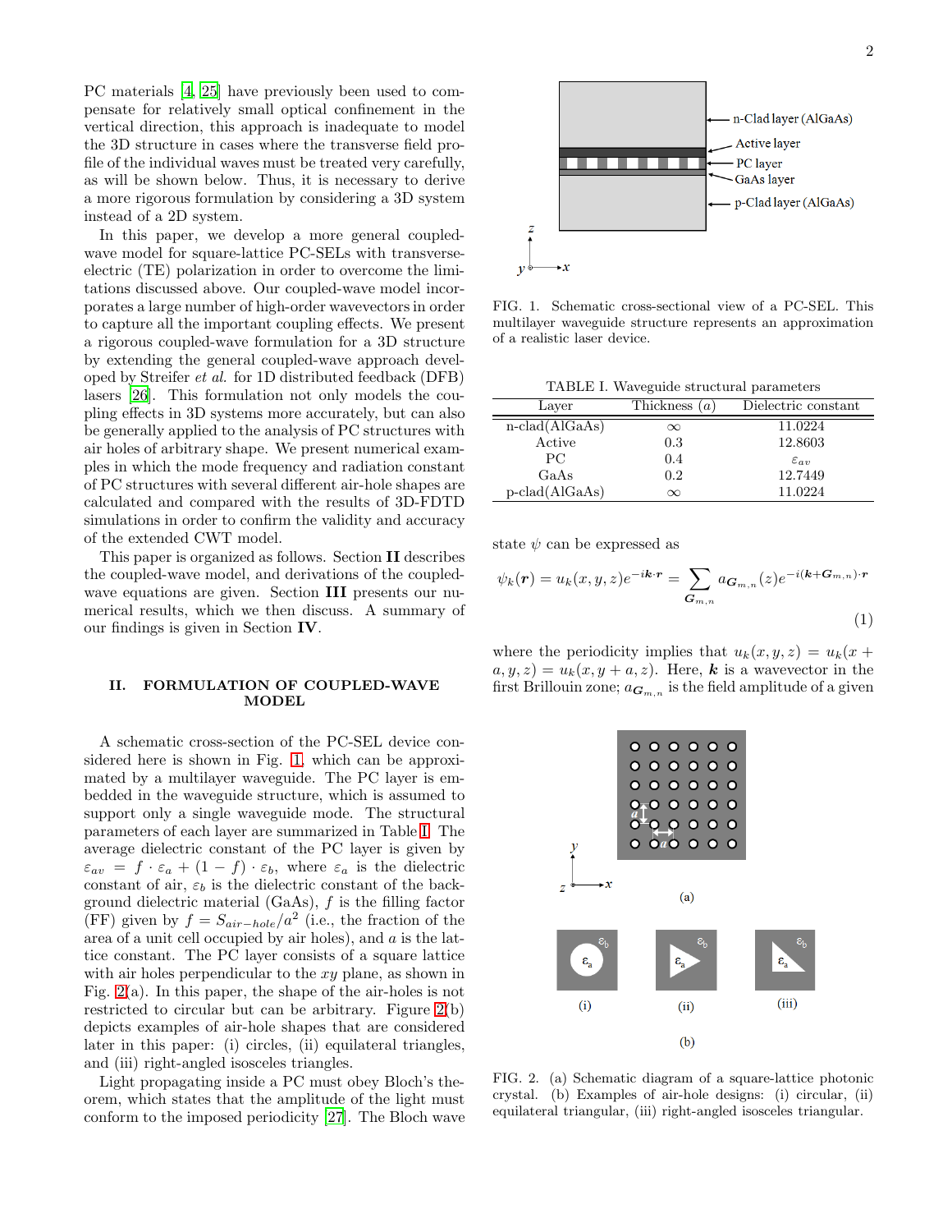PC materials [4, 25] have previously been used to compensate for relatively small optical confinement in the vertical direction, this approach is inadequate to model the 3D structure in cases where the transverse field profile of the individual waves must be treated very carefully, as will be shown below. Thus, it is necessary to derive a more rigorous formulation by considering a 3D system instead of a 2D system.

In this paper, we develop a more general coupled-wave model for square-lattice PC-SELs with transverse-electric (TE) polarization in order to overcome the limitations discussed above. Our coupled-wave model incorporates a large number of high-order wavevectors in order to capture all the important coupling effects. We present a rigorous coupled-wave formulation for a 3D structure by extending the general coupled-wave approach developed by Streifer *et al.* for 1D distributed feedback (DFB) lasers [26]. This formulation not only models the coupling effects in 3D systems more accurately, but can also be generally applied to the analysis of PC structures with air holes of arbitrary shape. We present numerical examples in which the mode frequency and radiation constant of PC structures with several different air-hole shapes are calculated and compared with the results of 3D-FDTD simulations in order to confirm the validity and accuracy of the extended CWT model.

This paper is organized as follows. Section **II** describes the coupled-wave model, and derivations of the coupled-wave equations are given. Section **III** presents our numerical results, which we then discuss. A summary of our findings is given in Section **IV**.

## II. FORMULATION OF COUPLED-WAVE MODEL

A schematic cross-section of the PC-SEL device considered here is shown in Fig. 1, which can be approximated by a multilayer waveguide. The PC layer is embedded in the waveguide structure, which is assumed to support only a single waveguide mode. The structural parameters of each layer are summarized in Table I. The average dielectric constant of the PC layer is given by $\varepsilon_{av} = f \cdot \varepsilon_a + (1-f) \cdot \varepsilon_b$, where $\varepsilon_a$ is the dielectric constant of air, $\varepsilon_b$ is the dielectric constant of the background dielectric material (GaAs), $f$ is the filling factor (FF) given by $f = S_{air-hole}/a^2$ (i.e., the fraction of the area of a unit cell occupied by air holes), and $a$ is the lattice constant. The PC layer consists of a square lattice with air holes perpendicular to the $xy$ plane, as shown in Fig. 2(a). In this paper, the shape of the air-holes is not restricted to circular but can be arbitrary. Figure 2(b) depicts examples of air-hole shapes that are considered later in this paper: (i) circles, (ii) equilateral triangles, and (iii) right-angled isosceles triangles.

Light propagating inside a PC must obey Bloch's theorem, which states that the amplitude of the light must conform to the imposed periodicity [27]. The Bloch wave state $\psi$ can be expressed as

$$\psi_k(\boldsymbol{r}) = u_k(x,y,z)e^{-i\boldsymbol{k}\cdot\boldsymbol{r}} = \sum_{\boldsymbol{G}_{m,n}} a_{\boldsymbol{G}_{m,n}}(z)e^{-i(\boldsymbol{k}+\boldsymbol{G}_{m,n})\cdot\boldsymbol{r}} \tag{1}$$

where the periodicity implies that $u_k(x,y,z) = u_k(x+a,y,z) = u_k(x,y+a,z)$. Here, $\boldsymbol{k}$ is a wavevector in the first Brillouin zone; $a_{\boldsymbol{G}_{m,n}}$ is the field amplitude of a given

FIG. 1. Schematic cross-sectional view of a PC-SEL. This multilayer waveguide structure represents an approximation of a realistic laser device.

TABLE I. Waveguide structural parameters

| Layer | Thickness ($a$) | Dielectric constant |
|---|---|---|
| n-clad(AlGaAs) | $\infty$ | 11.0224 |
| Active | 0.3 | 12.8603 |
| PC | 0.4 | $\varepsilon_{av}$ |
| GaAs | 0.2 | 12.7449 |
| p-clad(AlGaAs) | $\infty$ | 11.0224 |

FIG. 2. (a) Schematic diagram of a square-lattice photonic crystal. (b) Examples of air-hole designs: (i) circular, (ii) equilateral triangular, (iii) right-angled isosceles triangular.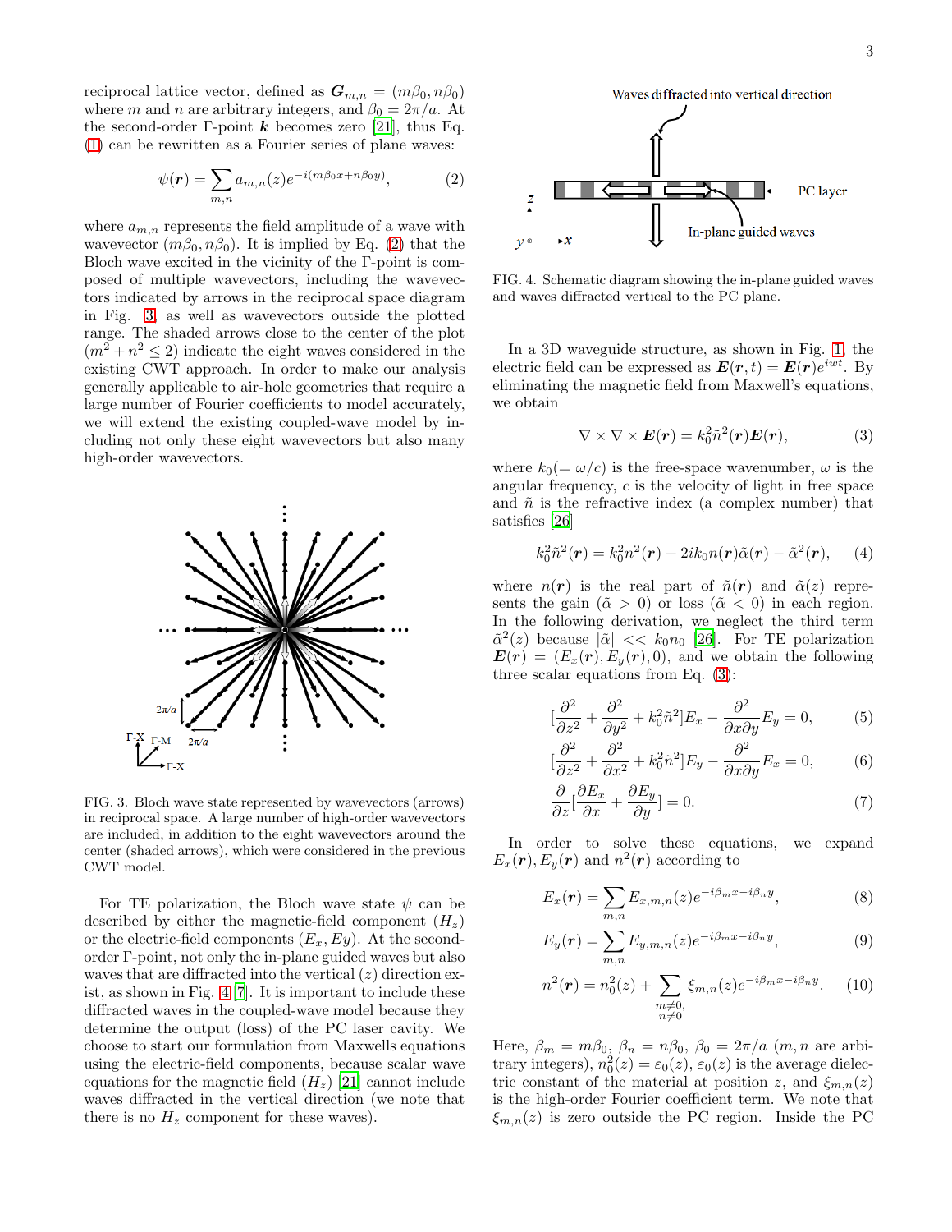reciprocal lattice vector, defined as $\boldsymbol{G}_{m,n} = (m\beta_0, n\beta_0)$ where $m$ and $n$ are arbitrary integers, and $\beta_0 = 2\pi/a$. At the second-order Γ-point $\boldsymbol{k}$ becomes zero [21], thus Eq. (1) can be rewritten as a Fourier series of plane waves:

$$\psi(\boldsymbol{r}) = \sum_{m,n} a_{m,n}(z) e^{-i(m\beta_0 x + n\beta_0 y)}, \tag{2}$$

where $a_{m,n}$ represents the field amplitude of a wave with wavevector $(m\beta_0, n\beta_0)$. It is implied by Eq. (2) that the Bloch wave excited in the vicinity of the Γ-point is composed of multiple wavevectors, including the wavevectors indicated by arrows in the reciprocal space diagram in Fig. 3 as well as wavevectors outside the plotted range. The shaded arrows close to the center of the plot ($m^2 + n^2 \leq 2$) indicate the eight waves considered in the existing CWT approach. In order to make our analysis generally applicable to air-hole geometries that require a large number of Fourier coefficients to model accurately, we will extend the existing coupled-wave model by including not only these eight wavevectors but also many high-order wavevectors.

FIG. 3. Bloch wave state represented by wavevectors (arrows) in reciprocal space. A large number of high-order wavevectors are included, in addition to the eight wavevectors around the center (shaded arrows), which were considered in the previous CWT model.

For TE polarization, the Bloch wave state $\psi$ can be described by either the magnetic-field component ($H_z$) or the electric-field components ($E_x$, $Ey$). At the second-order Γ-point, not only the in-plane guided waves but also waves that are diffracted into the vertical ($z$) direction exist, as shown in Fig. 4 [7]. It is important to include these diffracted waves in the coupled-wave model because they determine the output (loss) of the PC laser cavity. We choose to start our formulation from Maxwells equations using the electric-field components, because scalar wave equations for the magnetic field ($H_z$) [21] cannot include waves diffracted in the vertical direction (we note that there is no $H_z$ component for these waves).

FIG. 4. Schematic diagram showing the in-plane guided waves and waves diffracted vertical to the PC plane.

In a 3D waveguide structure, as shown in Fig. 1, the electric field can be expressed as $\boldsymbol{E}(\boldsymbol{r}, t) = \boldsymbol{E}(\boldsymbol{r})e^{iwt}$. By eliminating the magnetic field from Maxwell's equations, we obtain

$$\nabla \times \nabla \times \boldsymbol{E}(\boldsymbol{r}) = k_0^2 \tilde{n}^2(\boldsymbol{r}) \boldsymbol{E}(\boldsymbol{r}), \tag{3}$$

where $k_0 (= \omega/c)$ is the free-space wavenumber, $\omega$ is the angular frequency, $c$ is the velocity of light in free space and $\tilde{n}$ is the refractive index (a complex number) that satisfies [26]

$$k_0^2 \tilde{n}^2(\boldsymbol{r}) = k_0^2 n^2(\boldsymbol{r}) + 2ik_0 n(\boldsymbol{r})\tilde{\alpha}(\boldsymbol{r}) - \tilde{\alpha}^2(\boldsymbol{r}), \tag{4}$$

where $n(\boldsymbol{r})$ is the real part of $\tilde{n}(\boldsymbol{r})$ and $\tilde{\alpha}(z)$ represents the gain ($\tilde{\alpha} > 0$) or loss ($\tilde{\alpha} < 0$) in each region. In the following derivation, we neglect the third term $\tilde{\alpha}^2(z)$ because $|\tilde{\alpha}| << k_0 n_0$ [26]. For TE polarization $\boldsymbol{E}(\boldsymbol{r}) = (E_x(\boldsymbol{r}), E_y(\boldsymbol{r}), 0)$, and we obtain the following three scalar equations from Eq. (3):

$$\left[\frac{\partial^2}{\partial z^2} + \frac{\partial^2}{\partial y^2} + k_0^2 \tilde{n}^2\right] E_x - \frac{\partial^2}{\partial x \partial y} E_y = 0, \tag{5}$$

$$\left[\frac{\partial^2}{\partial z^2} + \frac{\partial^2}{\partial x^2} + k_0^2 \tilde{n}^2\right] E_y - \frac{\partial^2}{\partial x \partial y} E_x = 0, \tag{6}$$

$$\frac{\partial}{\partial z}\left[\frac{\partial E_x}{\partial x} + \frac{\partial E_y}{\partial y}\right] = 0. \tag{7}$$

In order to solve these equations, we expand $E_x(\boldsymbol{r}), E_y(\boldsymbol{r})$ and $n^2(\boldsymbol{r})$ according to

$$E_x(\boldsymbol{r}) = \sum_{m,n} E_{x,m,n}(z) e^{-i\beta_m x - i\beta_n y}, \tag{8}$$

$$E_y(\boldsymbol{r}) = \sum_{m,n} E_{y,m,n}(z) e^{-i\beta_m x - i\beta_n y}, \tag{9}$$

$$n^2(\boldsymbol{r}) = n_0^2(z) + \sum_{\substack{m \neq 0, \\ n \neq 0}} \xi_{m,n}(z) e^{-i\beta_m x - i\beta_n y}. \tag{10}$$

Here, $\beta_m = m\beta_0$, $\beta_n = n\beta_0$, $\beta_0 = 2\pi/a$ ($m, n$ are arbitrary integers), $n_0^2(z) = \varepsilon_0(z)$, $\varepsilon_0(z)$ is the average dielectric constant of the material at position $z$, and $\xi_{m,n}(z)$ is the high-order Fourier coefficient term. We note that $\xi_{m,n}(z)$ is zero outside the PC region. Inside the PC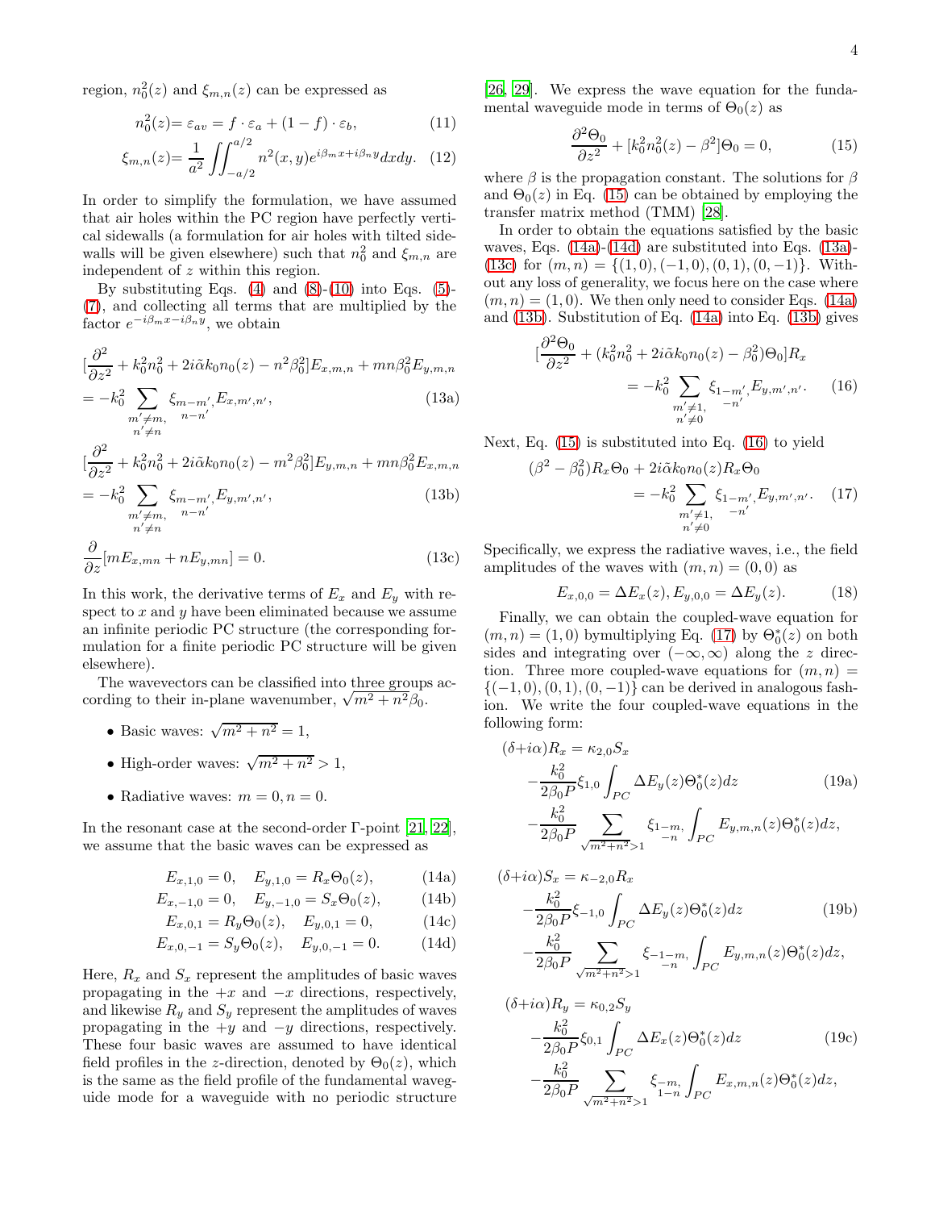region, $n_0^2(z)$ and $\xi_{m,n}(z)$ can be expressed as

$$n_0^2(z) = \varepsilon_{av} = f \cdot \varepsilon_a + (1-f) \cdot \varepsilon_b, \tag{11}$$

$$\xi_{m,n}(z) = \frac{1}{a^2} \iint_{-a/2}^{a/2} n^2(x,y) e^{i\beta_m x + i\beta_n y} dx dy. \tag{12}$$

In order to simplify the formulation, we have assumed that air holes within the PC region have perfectly vertical sidewalls (a formulation for air holes with tilted sidewalls will be given elsewhere) such that $n_0^2$ and $\xi_{m,n}$ are independent of $z$ within this region.

By substituting Eqs. (4) and (8)-(10) into Eqs. (5)-(7), and collecting all terms that are multiplied by the factor $e^{-i\beta_m x - i\beta_n y}$, we obtain

$$[\frac{\partial^2}{\partial z^2} + k_0^2 n_0^2 + 2i\tilde{\alpha} k_0 n_0(z) - n^2\beta_0^2] E_{x,m,n} + mn\beta_0^2 E_{y,m,n}$$
$$= -k_0^2 \sum_{\substack{m' \neq m, \\ n' \neq n}} \xi_{m-m', n-n'} E_{x,m',n'}, \tag{13a}$$

$$[\frac{\partial^2}{\partial z^2} + k_0^2 n_0^2 + 2i\tilde{\alpha} k_0 n_0(z) - m^2\beta_0^2] E_{y,m,n} + mn\beta_0^2 E_{x,m,n}$$
$$= -k_0^2 \sum_{\substack{m' \neq m, \\ n' \neq n}} \xi_{m-m', n-n'} E_{y,m',n'}, \tag{13b}$$

$$\frac{\partial}{\partial z}[m E_{x,mn} + n E_{y,mn}] = 0. \tag{13c}$$

In this work, the derivative terms of $E_x$ and $E_y$ with respect to $x$ and $y$ have been eliminated because we assume an infinite periodic PC structure (the corresponding formulation for a finite periodic PC structure will be given elsewhere).

The wavevectors can be classified into three groups according to their in-plane wavenumber, $\sqrt{m^2+n^2}\beta_0$.

- Basic waves: $\sqrt{m^2+n^2} = 1$,
- High-order waves: $\sqrt{m^2+n^2} > 1$,
- Radiative waves: $m = 0, n = 0$.

In the resonant case at the second-order Γ-point [21, 22], we assume that the basic waves can be expressed as

$$E_{x,1,0} = 0, \quad E_{y,1,0} = R_x \Theta_0(z), \tag{14a}$$
$$E_{x,-1,0} = 0, \quad E_{y,-1,0} = S_x \Theta_0(z), \tag{14b}$$
$$E_{x,0,1} = R_y \Theta_0(z), \quad E_{y,0,1} = 0, \tag{14c}$$
$$E_{x,0,-1} = S_y \Theta_0(z), \quad E_{y,0,-1} = 0. \tag{14d}$$

Here, $R_x$ and $S_x$ represent the amplitudes of basic waves propagating in the $+x$ and $-x$ directions, respectively, and likewise $R_y$ and $S_y$ represent the amplitudes of waves propagating in the $+y$ and $-y$ directions, respectively. These four basic waves are assumed to have identical field profiles in the $z$-direction, denoted by $\Theta_0(z)$, which is the same as the field profile of the fundamental waveguide mode for a waveguide with no periodic structure [26, 29]. We express the wave equation for the fundamental waveguide mode in terms of $\Theta_0(z)$ as

$$\frac{\partial^2 \Theta_0}{\partial z^2} + [k_0^2 n_0^2(z) - \beta^2]\Theta_0 = 0, \tag{15}$$

where $\beta$ is the propagation constant. The solutions for $\beta$ and $\Theta_0(z)$ in Eq. (15) can be obtained by employing the transfer matrix method (TMM) [28].

In order to obtain the equations satisfied by the basic waves, Eqs. (14a)-(14d) are substituted into Eqs. (13a)-(13c) for $(m,n) = \{(1,0),(-1,0),(0,1),(0,-1)\}$. Without any loss of generality, we focus here on the case where $(m,n) = (1,0)$. We then only need to consider Eqs. (14a) and (13b). Substitution of Eq. (14a) into Eq. (13b) gives

$$[\frac{\partial^2 \Theta_0}{\partial z^2} + (k_0^2 n_0^2 + 2i\tilde{\alpha} k_0 n_0(z) - \beta_0^2)\Theta_0] R_x$$
$$= -k_0^2 \sum_{\substack{m' \neq 1, \\ n' \neq 0}} \xi_{1-m', -n'} E_{y,m',n'}. \tag{16}$$

Next, Eq. (15) is substituted into Eq. (16) to yield

$$(\beta^2 - \beta_0^2) R_x \Theta_0 + 2i\tilde{\alpha} k_0 n_0(z) R_x \Theta_0$$
$$= -k_0^2 \sum_{\substack{m' \neq 1, \\ n' \neq 0}} \xi_{1-m', -n'} E_{y,m',n'}. \tag{17}$$

Specifically, we express the radiative waves, i.e., the field amplitudes of the waves with $(m,n) = (0,0)$ as

$$E_{x,0,0} = \Delta E_x(z), E_{y,0,0} = \Delta E_y(z). \tag{18}$$

Finally, we can obtain the coupled-wave equation for $(m,n) = (1,0)$ bymultiplying Eq. (17) by $\Theta_0^*(z)$ on both sides and integrating over $(-\infty,\infty)$ along the $z$ direction. Three more coupled-wave equations for $(m,n) = \{(-1,0),(0,1),(0,-1)\}$ can be derived in analogous fashion. We write the four coupled-wave equations in the following form:

$$(\delta + i\alpha) R_x = \kappa_{2,0} S_x$$
$$- \frac{k_0^2}{2\beta_0 P} \xi_{1,0} \int_{PC} \Delta E_y(z) \Theta_0^*(z) dz \tag{19a}$$
$$- \frac{k_0^2}{2\beta_0 P} \sum_{\sqrt{m^2+n^2}>1} \xi_{1-m, -n} \int_{PC} E_{y,m,n}(z) \Theta_0^*(z) dz,$$

$$(\delta + i\alpha) S_x = \kappa_{-2,0} R_x$$
$$- \frac{k_0^2}{2\beta_0 P} \xi_{-1,0} \int_{PC} \Delta E_y(z) \Theta_0^*(z) dz \tag{19b}$$
$$- \frac{k_0^2}{2\beta_0 P} \sum_{\sqrt{m^2+n^2}>1} \xi_{-1-m, -n} \int_{PC} E_{y,m,n}(z) \Theta_0^*(z) dz,$$

$$(\delta + i\alpha) R_y = \kappa_{0,2} S_y$$
$$- \frac{k_0^2}{2\beta_0 P} \xi_{0,1} \int_{PC} \Delta E_x(z) \Theta_0^*(z) dz \tag{19c}$$
$$- \frac{k_0^2}{2\beta_0 P} \sum_{\sqrt{m^2+n^2}>1} \xi_{-m, 1-n} \int_{PC} E_{x,m,n}(z) \Theta_0^*(z) dz,$$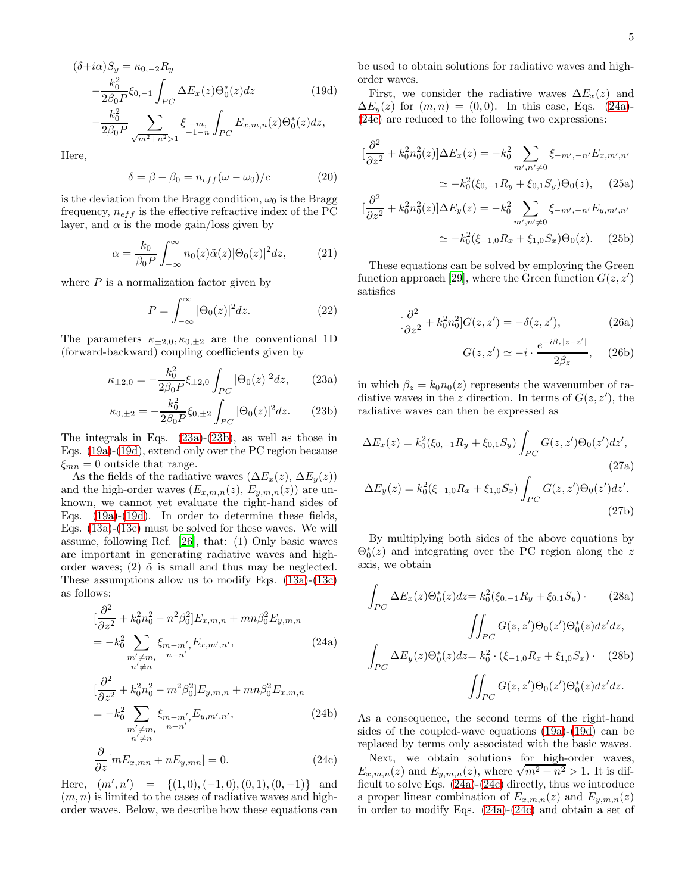$$
\begin{aligned}
(\delta+i\alpha)S_y &= \kappa_{0,-2}R_y \\
&-\frac{k_0^2}{2\beta_0 P}\xi_{0,-1}\int_{PC}\Delta E_x(z)\Theta_0^*(z)dz \qquad (19d)\\
&-\frac{k_0^2}{2\beta_0 P}\sum_{\sqrt{m^2+n^2}>1}\xi_{\substack{-m,\\-1-n}}\int_{PC}E_{x,m,n}(z)\Theta_0^*(z)dz,
\end{aligned}
$$

Here,

$$
\delta = \beta - \beta_0 = n_{eff}(\omega-\omega_0)/c \qquad (20)
$$

is the deviation from the Bragg condition, $\omega_0$ is the Bragg frequency, $n_{eff}$ is the effective refractive index of the PC layer, and $\alpha$ is the mode gain/loss given by

$$
\alpha = \frac{k_0}{\beta_0 P}\int_{-\infty}^{\infty} n_0(z)\tilde{\alpha}(z)|\Theta_0(z)|^2 dz, \qquad (21)
$$

where $P$ is a normalization factor given by

$$
P = \int_{-\infty}^{\infty}|\Theta_0(z)|^2 dz. \qquad (22)
$$

The parameters $\kappa_{\pm2,0}, \kappa_{0,\pm2}$ are the conventional 1D (forward-backward) coupling coefficients given by

$$
\kappa_{\pm2,0} = -\frac{k_0^2}{2\beta_0 P}\xi_{\pm2,0}\int_{PC}|\Theta_0(z)|^2 dz, \qquad (23a)
$$

$$
\kappa_{0,\pm2} = -\frac{k_0^2}{2\beta_0 P}\xi_{0,\pm2}\int_{PC}|\Theta_0(z)|^2 dz. \qquad (23b)
$$

The integrals in Eqs. (23a)-(23b), as well as those in Eqs. (19a)-(19d), extend only over the PC region because $\xi_{mn} = 0$ outside that range.

As the fields of the radiative waves ($\Delta E_x(z)$, $\Delta E_y(z)$) and the high-order waves ($E_{x,m,n}(z)$, $E_{y,m,n}(z)$) are unknown, we cannot yet evaluate the right-hand sides of Eqs. (19a)-(19d). In order to determine these fields, Eqs. (13a)-(13c) must be solved for these waves. We will assume, following Ref. [26], that: (1) Only basic waves are important in generating radiative waves and high-order waves; (2) $\tilde{\alpha}$ is small and thus may be neglected. These assumptions allow us to modify Eqs. (13a)-(13c) as follows:

$$
\begin{aligned}
&[\frac{\partial^2}{\partial z^2}+k_0^2n_0^2-n^2\beta_0^2]E_{x,m,n}+mn\beta_0^2E_{y,m,n}\\
&= -k_0^2\sum_{\substack{m'\neq m,\\ n'\neq n}}\xi_{m-m',\,n-n'}E_{x,m',n'}, \qquad (24a)
\end{aligned}
$$

$$
\begin{aligned}
&[\frac{\partial^2}{\partial z^2}+k_0^2n_0^2-m^2\beta_0^2]E_{y,m,n}+mn\beta_0^2E_{x,m,n}\\
&= -k_0^2\sum_{\substack{m'\neq m,\\ n'\neq n}}\xi_{m-m',\,n-n'}E_{y,m',n'}, \qquad (24b)
\end{aligned}
$$

$$
\frac{\partial}{\partial z}[mE_{x,mn}+nE_{y,mn}] = 0. \qquad (24c)
$$

Here, $(m', n') = \{(1,0), (-1,0), (0,1), (0,-1)\}$ and $(m,n)$ is limited to the cases of radiative waves and high-order waves. Below, we describe how these equations can be used to obtain solutions for radiative waves and high-order waves.

First, we consider the radiative waves $\Delta E_x(z)$ and $\Delta E_y(z)$ for $(m,n) = (0,0)$. In this case, Eqs. (24a)-(24c) are reduced to the following two expressions:

$$
\begin{aligned}
[\frac{\partial^2}{\partial z^2}+k_0^2n_0^2(z)]\Delta E_x(z) &= -k_0^2\sum_{m',n'\neq0}\xi_{-m',-n'}E_{x,m',n'}\\
&\simeq -k_0^2(\xi_{0,-1}R_y+\xi_{0,1}S_y)\Theta_0(z), \qquad (25a)
\end{aligned}
$$

$$
\begin{aligned}
[\frac{\partial^2}{\partial z^2}+k_0^2n_0^2(z)]\Delta E_y(z) &= -k_0^2\sum_{m',n'\neq0}\xi_{-m',-n'}E_{y,m',n'}\\
&\simeq -k_0^2(\xi_{-1,0}R_x+\xi_{1,0}S_x)\Theta_0(z). \qquad (25b)
\end{aligned}
$$

These equations can be solved by employing the Green function approach [29], where the Green function $G(z,z')$ satisfies

$$
[\frac{\partial^2}{\partial z^2}+k_0^2n_0^2]G(z,z') = -\delta(z,z'), \qquad (26a)
$$

$$
G(z,z') \simeq -i\cdot\frac{e^{-i\beta_z|z-z'|}}{2\beta_z}, \qquad (26b)
$$

in which $\beta_z = k_0n_0(z)$ represents the wavenumber of radiative waves in the $z$ direction. In terms of $G(z,z')$, the radiative waves can then be expressed as

$$
\Delta E_x(z) = k_0^2(\xi_{0,-1}R_y+\xi_{0,1}S_y)\int_{PC}G(z,z')\Theta_0(z')dz', \qquad (27a)
$$

$$
\Delta E_y(z) = k_0^2(\xi_{-1,0}R_x+\xi_{1,0}S_x)\int_{PC}G(z,z')\Theta_0(z')dz'. \qquad (27b)
$$

By multiplying both sides of the above equations by $\Theta_0^*(z)$ and integrating over the PC region along the $z$ axis, we obtain

$$
\begin{aligned}
\int_{PC}\Delta E_x(z)\Theta_0^*(z)dz &= k_0^2(\xi_{0,-1}R_y+\xi_{0,1}S_y)\cdot \qquad (28a)\\
&\iint_{PC}G(z,z')\Theta_0(z')\Theta_0^*(z)dz'dz,
\end{aligned}
$$

$$
\begin{aligned}
\int_{PC}\Delta E_y(z)\Theta_0^*(z)dz &= k_0^2\cdot(\xi_{-1,0}R_x+\xi_{1,0}S_x)\cdot \qquad (28b)\\
&\iint_{PC}G(z,z')\Theta_0(z')\Theta_0^*(z)dz'dz.
\end{aligned}
$$

As a consequence, the second terms of the right-hand sides of the coupled-wave equations (19a)-(19d) can be replaced by terms only associated with the basic waves.

Next, we obtain solutions for high-order waves, $E_{x,m,n}(z)$ and $E_{y,m,n}(z)$, where $\sqrt{m^2+n^2} > 1$. It is difficult to solve Eqs. (24a)-(24c) directly, thus we introduce a proper linear combination of $E_{x,m,n}(z)$ and $E_{y,m,n}(z)$ in order to modify Eqs. (24a)-(24c) and obtain a set of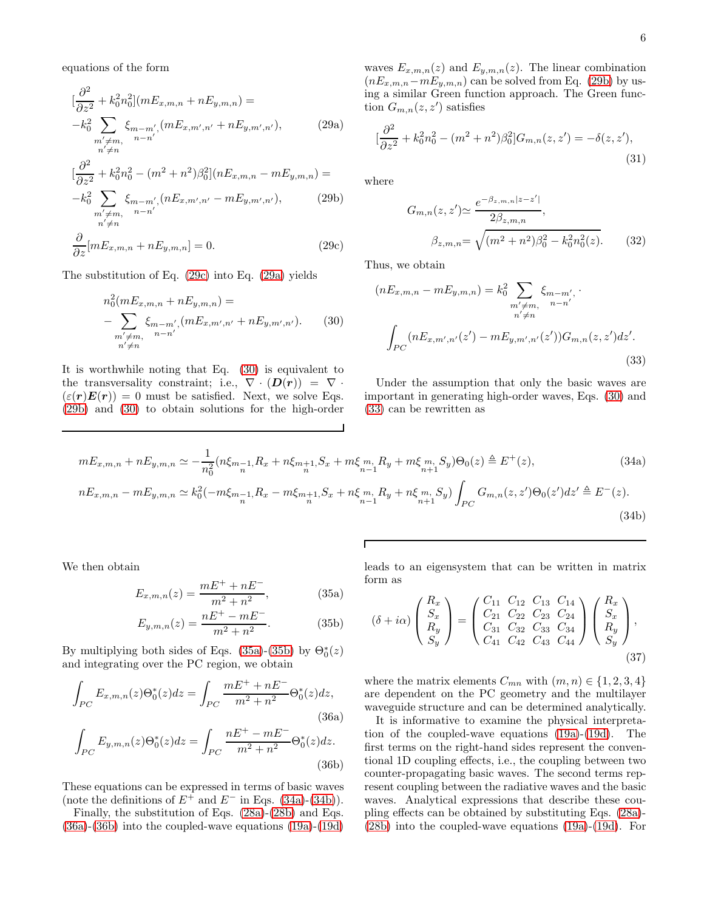equations of the form

$$[\frac{\partial^2}{\partial z^2}+k_0^2n_0^2](mE_{x,m,n}+nE_{y,m,n}) = -k_0^2\sum_{\substack{m'\neq m,\\ n'\neq n}}\xi_{\substack{m-m',\\ n-n'}}(mE_{x,m',n'}+nE_{y,m',n'}), \tag{29a}$$

$$[\frac{\partial^2}{\partial z^2}+k_0^2n_0^2-(m^2+n^2)\beta_0^2](nE_{x,m,n}-mE_{y,m,n}) = -k_0^2\sum_{\substack{m'\neq m,\\ n'\neq n}}\xi_{\substack{m-m',\\ n-n'}}(nE_{x,m',n'}-mE_{y,m',n'}), \tag{29b}$$

$$\frac{\partial}{\partial z}[mE_{x,m,n}+nE_{y,m,n}]=0. \tag{29c}$$

The substitution of Eq. (29c) into Eq. (29a) yields

$$n_0^2(mE_{x,m,n}+nE_{y,m,n}) = -\sum_{\substack{m'\neq m,\\ n'\neq n}}\xi_{\substack{m-m',\\ n-n'}}(mE_{x,m',n'}+nE_{y,m',n'}). \tag{30}$$

It is worthwhile noting that Eq. (30) is equivalent to the transversality constraint; i.e., $\nabla\cdot(\boldsymbol{D}(\boldsymbol{r}))=\nabla\cdot(\varepsilon(\boldsymbol{r})\boldsymbol{E}(\boldsymbol{r}))=0$ must be satisfied. Next, we solve Eqs. (29b) and (30) to obtain solutions for the high-order waves $E_{x,m,n}(z)$ and $E_{y,m,n}(z)$. The linear combination $(nE_{x,m,n}-mE_{y,m,n})$ can be solved from Eq. (29b) by using a similar Green function approach. The Green function $G_{m,n}(z,z')$ satisfies

$$[\frac{\partial^2}{\partial z^2}+k_0^2n_0^2-(m^2+n^2)\beta_0^2]G_{m,n}(z,z')=-\delta(z,z'), \tag{31}$$

where

$$G_{m,n}(z,z')\simeq\frac{e^{-\beta_{z,m,n}|z-z'|}}{2\beta_{z,m,n}},$$
$$\beta_{z,m,n}=\sqrt{(m^2+n^2)\beta_0^2-k_0^2n_0^2(z)}. \tag{32}$$

Thus, we obtain

$$(nE_{x,m,n}-mE_{y,m,n}) = k_0^2\sum_{\substack{m'\neq m,\\ n'\neq n}}\xi_{\substack{m-m',\\ n-n'}}\cdot \int_{PC}(nE_{x,m',n'}(z')-mE_{y,m',n'}(z'))G_{m,n}(z,z')dz'. \tag{33}$$

Under the assumption that only the basic waves are important in generating high-order waves, Eqs. (30) and (33) can be rewritten as

$$mE_{x,m,n}+nE_{y,m,n}\simeq-\frac{1}{n_0^2}(n\xi_{\substack{m-1,\\ n}}R_x+n\xi_{\substack{m+1,\\ n}}S_x+m\xi_{\substack{m,\\ n-1}}R_y+m\xi_{\substack{m,\\ n+1}}S_y)\Theta_0(z)\triangleq E^+(z), \tag{34a}$$

$$nE_{x,m,n}-mE_{y,m,n}\simeq k_0^2(-m\xi_{\substack{m-1,\\ n}}R_x-m\xi_{\substack{m+1,\\ n}}S_x+n\xi_{\substack{m,\\ n-1}}R_y+n\xi_{\substack{m,\\ n+1}}S_y)\int_{PC}G_{m,n}(z,z')\Theta_0(z')dz'\triangleq E^-(z). \tag{34b}$$

We then obtain

$$E_{x,m,n}(z)=\frac{mE^++nE^-}{m^2+n^2}, \tag{35a}$$

$$E_{y,m,n}(z)=\frac{nE^+-mE^-}{m^2+n^2}. \tag{35b}$$

By multiplying both sides of Eqs. (35a)-(35b) by $\Theta_0^*(z)$ and integrating over the PC region, we obtain

$$\int_{PC}E_{x,m,n}(z)\Theta_0^*(z)dz=\int_{PC}\frac{mE^++nE^-}{m^2+n^2}\Theta_0^*(z)dz, \tag{36a}$$

$$\int_{PC}E_{y,m,n}(z)\Theta_0^*(z)dz=\int_{PC}\frac{nE^+-mE^-}{m^2+n^2}\Theta_0^*(z)dz. \tag{36b}$$

These equations can be expressed in terms of basic waves (note the definitions of $E^+$ and $E^-$ in Eqs. (34a)-(34b)).

Finally, the substitution of Eqs. (28a)-(28b) and Eqs. (36a)-(36b) into the coupled-wave equations (19a)-(19d) leads to an eigensystem that can be written in matrix form as

$$(\delta+i\alpha)\begin{pmatrix}R_x\\S_x\\R_y\\S_y\end{pmatrix}=\begin{pmatrix}C_{11}&C_{12}&C_{13}&C_{14}\\C_{21}&C_{22}&C_{23}&C_{24}\\C_{31}&C_{32}&C_{33}&C_{34}\\C_{41}&C_{42}&C_{43}&C_{44}\end{pmatrix}\begin{pmatrix}R_x\\S_x\\R_y\\S_y\end{pmatrix}, \tag{37}$$

where the matrix elements $C_{mn}$ with $(m,n)\in\{1,2,3,4\}$ are dependent on the PC geometry and the multilayer waveguide structure and can be determined analytically.

It is informative to examine the physical interpretation of the coupled-wave equations (19a)-(19d). The first terms on the right-hand sides represent the conventional 1D coupling effects, i.e., the coupling between two counter-propagating basic waves. The second terms represent coupling between the radiative waves and the basic waves. Analytical expressions that describe these coupling effects can be obtained by substituting Eqs. (28a)-(28b) into the coupled-wave equations (19a)-(19d). For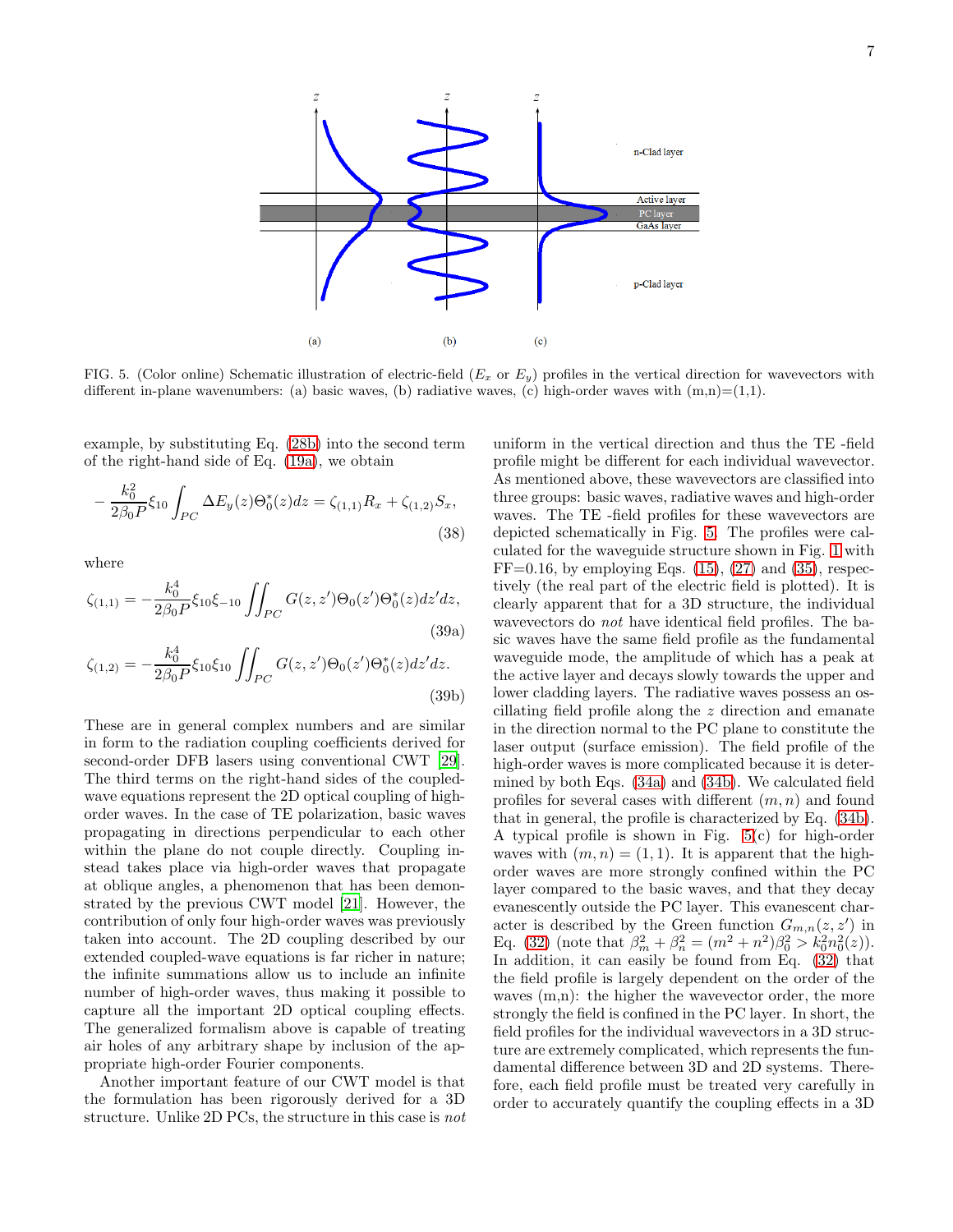FIG. 5. (Color online) Schematic illustration of electric-field ($E_x$ or $E_y$) profiles in the vertical direction for wavevectors with different in-plane wavenumbers: (a) basic waves, (b) radiative waves, (c) high-order waves with (m,n)=(1,1).

example, by substituting Eq. (28b) into the second term of the right-hand side of Eq. (19a), we obtain

$$-\frac{k_0^2}{2\beta_0 P}\xi_{10}\int_{PC}\Delta E_y(z)\Theta_0^*(z)dz = \zeta_{(1,1)}R_x + \zeta_{(1,2)}S_x, \tag{38}$$

where

$$\zeta_{(1,1)} = -\frac{k_0^4}{2\beta_0 P}\xi_{10}\xi_{-10}\iint_{PC} G(z,z')\Theta_0(z')\Theta_0^*(z)dz'dz, \tag{39a}$$

$$\zeta_{(1,2)} = -\frac{k_0^4}{2\beta_0 P}\xi_{10}\xi_{10}\iint_{PC} G(z,z')\Theta_0(z')\Theta_0^*(z)dz'dz. \tag{39b}$$

These are in general complex numbers and are similar in form to the radiation coupling coefficients derived for second-order DFB lasers using conventional CWT [29]. The third terms on the right-hand sides of the coupled-wave equations represent the 2D optical coupling of high-order waves. In the case of TE polarization, basic waves propagating in directions perpendicular to each other within the plane do not couple directly. Coupling instead takes place via high-order waves that propagate at oblique angles, a phenomenon that has been demonstrated by the previous CWT model [21]. However, the contribution of only four high-order waves was previously taken into account. The 2D coupling described by our extended coupled-wave equations is far richer in nature; the infinite summations allow us to include an infinite number of high-order waves, thus making it possible to capture all the important 2D optical coupling effects. The generalized formalism above is capable of treating air holes of any arbitrary shape by inclusion of the appropriate high-order Fourier components.

Another important feature of our CWT model is that the formulation has been rigorously derived for a 3D structure. Unlike 2D PCs, the structure in this case is *not* uniform in the vertical direction and thus the TE -field profile might be different for each individual wavevector. As mentioned above, these wavevectors are classified into three groups: basic waves, radiative waves and high-order waves. The TE -field profiles for these wavevectors are depicted schematically in Fig. 5. The profiles were calculated for the waveguide structure shown in Fig. 1 with FF=0.16, by employing Eqs. (15), (27) and (35), respectively (the real part of the electric field is plotted). It is clearly apparent that for a 3D structure, the individual wavevectors do *not* have identical field profiles. The basic waves have the same field profile as the fundamental waveguide mode, the amplitude of which has a peak at the active layer and decays slowly towards the upper and lower cladding layers. The radiative waves possess an oscillating field profile along the $z$ direction and emanate in the direction normal to the PC plane to constitute the laser output (surface emission). The field profile of the high-order waves is more complicated because it is determined by both Eqs. (34a) and (34b). We calculated field profiles for several cases with different $(m,n)$ and found that in general, the profile is characterized by Eq. (34b). A typical profile is shown in Fig. 5(c) for high-order waves with $(m,n) = (1,1)$. It is apparent that the high-order waves are more strongly confined within the PC layer compared to the basic waves, and that they decay evanescently outside the PC layer. This evanescent character is described by the Green function $G_{m,n}(z,z')$ in Eq. (32) (note that $\beta_m^2 + \beta_n^2 = (m^2+n^2)\beta_0^2 > k_0^2 n_0^2(z)$). In addition, it can easily be found from Eq. (32) that the field profile is largely dependent on the order of the waves (m,n): the higher the wavevector order, the more strongly the field is confined in the PC layer. In short, the field profiles for the individual wavevectors in a 3D structure are extremely complicated, which represents the fundamental difference between 3D and 2D systems. Therefore, each field profile must be treated very carefully in order to accurately quantify the coupling effects in a 3D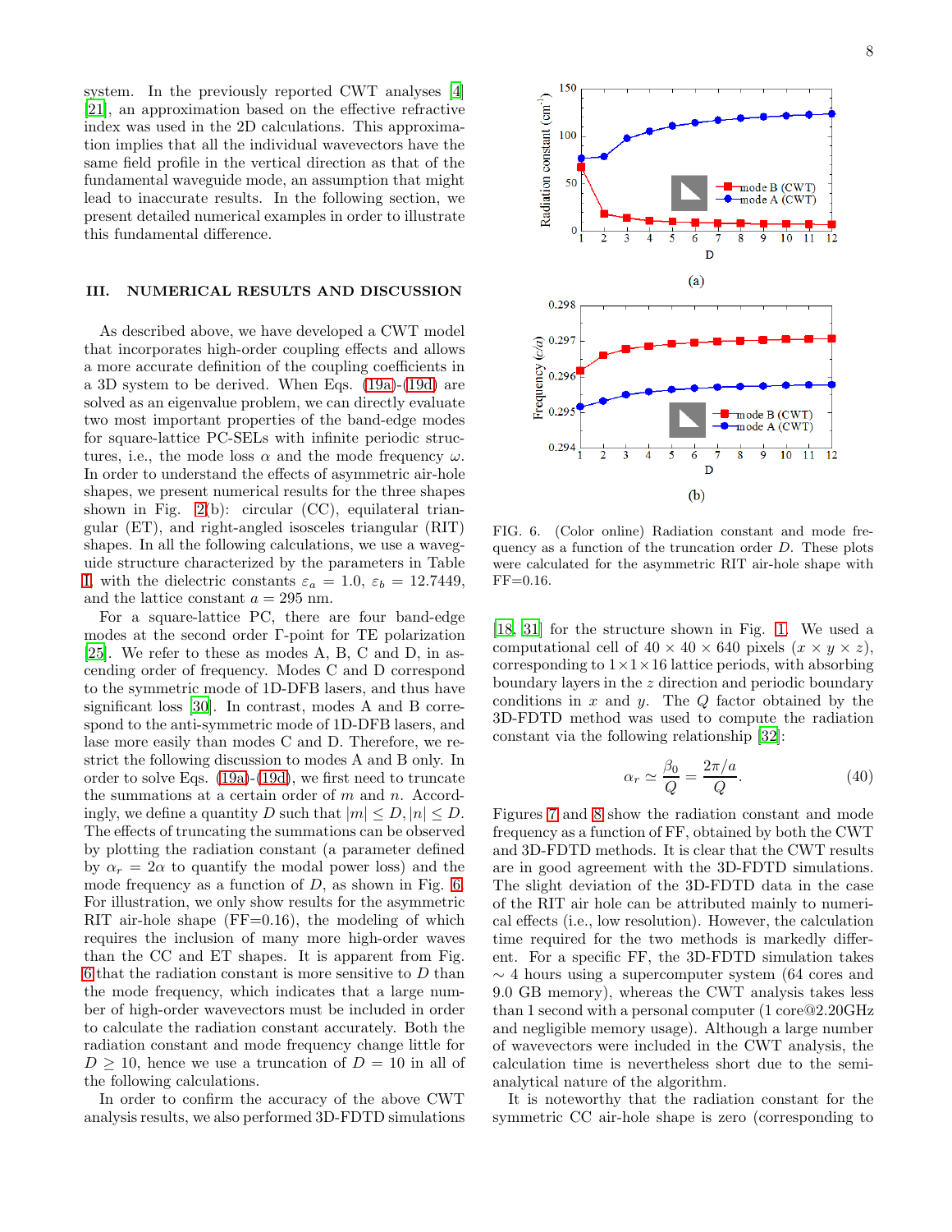system. In the previously reported CWT analyses [4] [21], an approximation based on the effective refractive index was used in the 2D calculations. This approximation implies that all the individual wavevectors have the same field profile in the vertical direction as that of the fundamental waveguide mode, an assumption that might lead to inaccurate results. In the following section, we present detailed numerical examples in order to illustrate this fundamental difference.

## III. NUMERICAL RESULTS AND DISCUSSION

As described above, we have developed a CWT model that incorporates high-order coupling effects and allows a more accurate definition of the coupling coefficients in a 3D system to be derived. When Eqs. (19a)-(19d) are solved as an eigenvalue problem, we can directly evaluate two most important properties of the band-edge modes for square-lattice PC-SELs with infinite periodic structures, i.e., the mode loss $\alpha$ and the mode frequency $\omega$. In order to understand the effects of asymmetric air-hole shapes, we present numerical results for the three shapes shown in Fig. 2(b): circular (CC), equilateral triangular (ET), and right-angled isosceles triangular (RIT) shapes. In all the following calculations, we use a waveguide structure characterized by the parameters in Table I, with the dielectric constants $\varepsilon_a = 1.0$, $\varepsilon_b = 12.7449$, and the lattice constant $a = 295$ nm.

For a square-lattice PC, there are four band-edge modes at the second order $\Gamma$-point for TE polarization [25]. We refer to these as modes A, B, C and D, in ascending order of frequency. Modes C and D correspond to the symmetric mode of 1D-DFB lasers, and thus have significant loss [30]. In contrast, modes A and B correspond to the anti-symmetric mode of 1D-DFB lasers, and lase more easily than modes C and D. Therefore, we restrict the following discussion to modes A and B only. In order to solve Eqs. (19a)-(19d), we first need to truncate the summations at a certain order of $m$ and $n$. Accordingly, we define a quantity $D$ such that $|m| \leq D, |n| \leq D$. The effects of truncating the summations can be observed by plotting the radiation constant (a parameter defined by $\alpha_r = 2\alpha$ to quantify the modal power loss) and the mode frequency as a function of $D$, as shown in Fig. 6. For illustration, we only show results for the asymmetric RIT air-hole shape (FF=0.16), the modeling of which requires the inclusion of many more high-order waves than the CC and ET shapes. It is apparent from Fig. 6 that the radiation constant is more sensitive to $D$ than the mode frequency, which indicates that a large number of high-order wavevectors must be included in order to calculate the radiation constant accurately. Both the radiation constant and mode frequency change little for $D \geq 10$, hence we use a truncation of $D = 10$ in all of the following calculations.

In order to confirm the accuracy of the above CWT analysis results, we also performed 3D-FDTD simulations

FIG. 6. (Color online) Radiation constant and mode frequency as a function of the truncation order $D$. These plots were calculated for the asymmetric RIT air-hole shape with FF=0.16.

[18, 31] for the structure shown in Fig. 1. We used a computational cell of $40 \times 40 \times 640$ pixels ($x \times y \times z$), corresponding to $1 \times 1 \times 16$ lattice periods, with absorbing boundary layers in the $z$ direction and periodic boundary conditions in $x$ and $y$. The $Q$ factor obtained by the 3D-FDTD method was used to compute the radiation constant via the following relationship [32]:

$$\alpha_r \simeq \frac{\beta_0}{Q} = \frac{2\pi/a}{Q}. \tag{40}$$

Figures 7 and 8 show the radiation constant and mode frequency as a function of FF, obtained by both the CWT and 3D-FDTD methods. It is clear that the CWT results are in good agreement with the 3D-FDTD simulations. The slight deviation of the 3D-FDTD data in the case of the RIT air hole can be attributed mainly to numerical effects (i.e., low resolution). However, the calculation time required for the two methods is markedly different. For a specific FF, the 3D-FDTD simulation takes $\sim$ 4 hours using a supercomputer system (64 cores and 9.0 GB memory), whereas the CWT analysis takes less than 1 second with a personal computer (1 core@2.20GHz and negligible memory usage). Although a large number of wavevectors were included in the CWT analysis, the calculation time is nevertheless short due to the semi-analytical nature of the algorithm.

It is noteworthy that the radiation constant for the symmetric CC air-hole shape is zero (corresponding to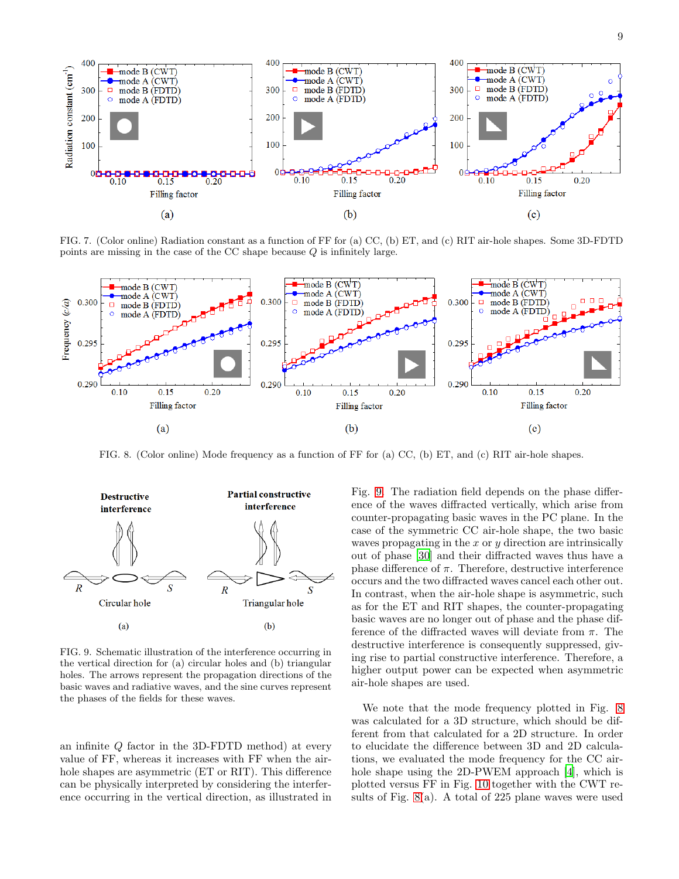FIG. 7. (Color online) Radiation constant as a function of FF for (a) CC, (b) ET, and (c) RIT air-hole shapes. Some 3D-FDTD points are missing in the case of the CC shape because $Q$ is infinitely large.

FIG. 8. (Color online) Mode frequency as a function of FF for (a) CC, (b) ET, and (c) RIT air-hole shapes.

FIG. 9. Schematic illustration of the interference occurring in the vertical direction for (a) circular holes and (b) triangular holes. The arrows represent the propagation directions of the basic waves and radiative waves, and the sine curves represent the phases of the fields for these waves.

an infinite $Q$ factor in the 3D-FDTD method) at every value of FF, whereas it increases with FF when the air-hole shapes are asymmetric (ET or RIT). This difference can be physically interpreted by considering the interference occurring in the vertical direction, as illustrated in Fig. 9. The radiation field depends on the phase difference of the waves diffracted vertically, which arise from counter-propagating basic waves in the PC plane. In the case of the symmetric CC air-hole shape, the two basic waves propagating in the $x$ or $y$ direction are intrinsically out of phase [30] and their diffracted waves thus have a phase difference of $\pi$. Therefore, destructive interference occurs and the two diffracted waves cancel each other out. In contrast, when the air-hole shape is asymmetric, such as for the ET and RIT shapes, the counter-propagating basic waves are no longer out of phase and the phase difference of the diffracted waves will deviate from $\pi$. The destructive interference is consequently suppressed, giving rise to partial constructive interference. Therefore, a higher output power can be expected when asymmetric air-hole shapes are used.

We note that the mode frequency plotted in Fig. 8 was calculated for a 3D structure, which should be different from that calculated for a 2D structure. In order to elucidate the difference between 3D and 2D calculations, we evaluated the mode frequency for the CC air-hole shape using the 2D-PWEM approach [4], which is plotted versus FF in Fig. 10 together with the CWT results of Fig. 8(a). A total of 225 plane waves were used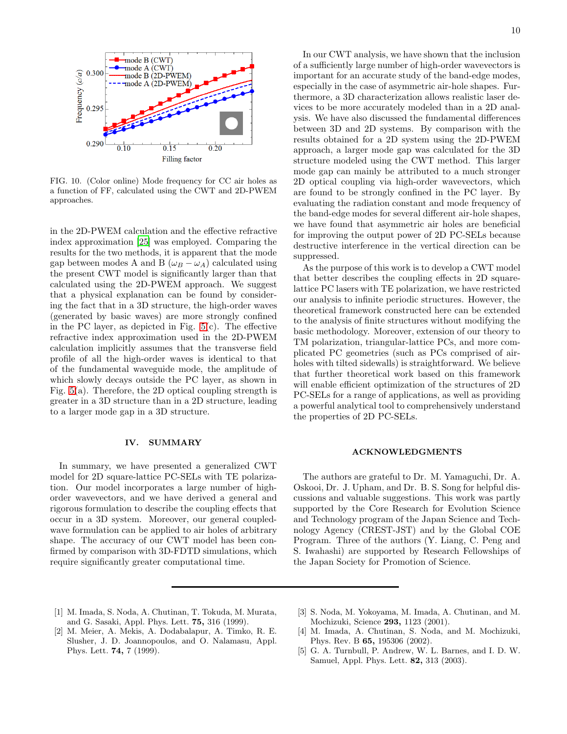FIG. 10. (Color online) Mode frequency for CC air holes as a function of FF, calculated using the CWT and 2D-PWEM approaches.

in the 2D-PWEM calculation and the effective refractive index approximation [25] was employed. Comparing the results for the two methods, it is apparent that the mode gap between modes A and B ($\omega_B - \omega_A$) calculated using the present CWT model is significantly larger than that calculated using the 2D-PWEM approach. We suggest that a physical explanation can be found by considering the fact that in a 3D structure, the high-order waves (generated by basic waves) are more strongly confined in the PC layer, as depicted in Fig. 5(c). The effective refractive index approximation used in the 2D-PWEM calculation implicitly assumes that the transverse field profile of all the high-order waves is identical to that of the fundamental waveguide mode, the amplitude of which slowly decays outside the PC layer, as shown in Fig. 5(a). Therefore, the 2D optical coupling strength is greater in a 3D structure than in a 2D structure, leading to a larger mode gap in a 3D structure.

## IV. SUMMARY

In summary, we have presented a generalized CWT model for 2D square-lattice PC-SELs with TE polarization. Our model incorporates a large number of high-order wavevectors, and we have derived a general and rigorous formulation to describe the coupling effects that occur in a 3D system. Moreover, our general coupled-wave formulation can be applied to air holes of arbitrary shape. The accuracy of our CWT model has been confirmed by comparison with 3D-FDTD simulations, which require significantly greater computational time.

In our CWT analysis, we have shown that the inclusion of a sufficiently large number of high-order wavevectors is important for an accurate study of the band-edge modes, especially in the case of asymmetric air-hole shapes. Furthermore, a 3D characterization allows realistic laser devices to be more accurately modeled than in a 2D analysis. We have also discussed the fundamental differences between 3D and 2D systems. By comparison with the results obtained for a 2D system using the 2D-PWEM approach, a larger mode gap was calculated for the 3D structure modeled using the CWT method. This larger mode gap can mainly be attributed to a much stronger 2D optical coupling via high-order wavevectors, which are found to be strongly confined in the PC layer. By evaluating the radiation constant and mode frequency of the band-edge modes for several different air-hole shapes, we have found that asymmetric air holes are beneficial for improving the output power of 2D PC-SELs because destructive interference in the vertical direction can be suppressed.

As the purpose of this work is to develop a CWT model that better describes the coupling effects in 2D square-lattice PC lasers with TE polarization, we have restricted our analysis to infinite periodic structures. However, the theoretical framework constructed here can be extended to the analysis of finite structures without modifying the basic methodology. Moreover, extension of our theory to TM polarization, triangular-lattice PCs, and more complicated PC geometries (such as PCs comprised of air-holes with tilted sidewalls) is straightforward. We believe that further theoretical work based on this framework will enable efficient optimization of the structures of 2D PC-SELs for a range of applications, as well as providing a powerful analytical tool to comprehensively understand the properties of 2D PC-SELs.

## ACKNOWLEDGMENTS

The authors are grateful to Dr. M. Yamaguchi, Dr. A. Oskooi, Dr. J. Upham, and Dr. B. S. Song for helpful discussions and valuable suggestions. This work was partly supported by the Core Research for Evolution Science and Technology program of the Japan Science and Technology Agency (CREST-JST) and by the Global COE Program. Three of the authors (Y. Liang, C. Peng and S. Iwahashi) are supported by Research Fellowships of the Japan Society for Promotion of Science.

---

[1] M. Imada, S. Noda, A. Chutinan, T. Tokuda, M. Murata, and G. Sasaki, Appl. Phys. Lett. **75,** 316 (1999).

[2] M. Meier, A. Mekis, A. Dodabalapur, A. Timko, R. E. Slusher, J. D. Joannopoulos, and O. Nalamasu, Appl. Phys. Lett. **74,** 7 (1999).

[3] S. Noda, M. Yokoyama, M. Imada, A. Chutinan, and M. Mochizuki, Science **293,** 1123 (2001).

[4] M. Imada, A. Chutinan, S. Noda, and M. Mochizuki, Phys. Rev. B **65,** 195306 (2002).

[5] G. A. Turnbull, P. Andrew, W. L. Barnes, and I. D. W. Samuel, Appl. Phys. Lett. **82,** 313 (2003).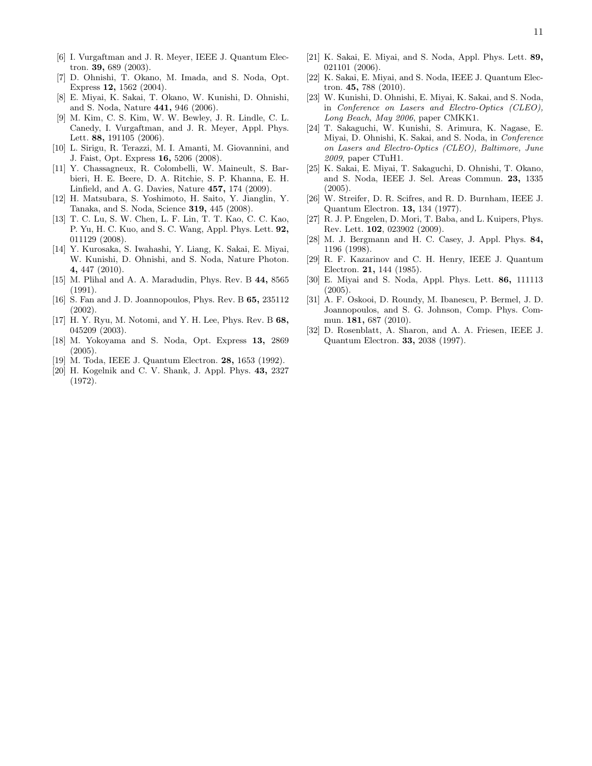[6] I. Vurgaftman and J. R. Meyer, IEEE J. Quantum Electron. **39,** 689 (2003).

[7] D. Ohnishi, T. Okano, M. Imada, and S. Noda, Opt. Express **12,** 1562 (2004).

[8] E. Miyai, K. Sakai, T. Okano, W. Kunishi, D. Ohnishi, and S. Noda, Nature **441,** 946 (2006).

[9] M. Kim, C. S. Kim, W. W. Bewley, J. R. Lindle, C. L. Canedy, I. Vurgaftman, and J. R. Meyer, Appl. Phys. Lett. **88,** 191105 (2006).

[10] L. Sirigu, R. Terazzi, M. I. Amanti, M. Giovannini, and J. Faist, Opt. Express **16,** 5206 (2008).

[11] Y. Chassagneux, R. Colombelli, W. Maineult, S. Barbieri, H. E. Beere, D. A. Ritchie, S. P. Khanna, E. H. Linfield, and A. G. Davies, Nature **457,** 174 (2009).

[12] H. Matsubara, S. Yoshimoto, H. Saito, Y. Jianglin, Y. Tanaka, and S. Noda, Science **319,** 445 (2008).

[13] T. C. Lu, S. W. Chen, L. F. Lin, T. T. Kao, C. C. Kao, P. Yu, H. C. Kuo, and S. C. Wang, Appl. Phys. Lett. **92,** 011129 (2008).

[14] Y. Kurosaka, S. Iwahashi, Y. Liang, K. Sakai, E. Miyai, W. Kunishi, D. Ohnishi, and S. Noda, Nature Photon. **4,** 447 (2010).

[15] M. Plihal and A. A. Maradudin, Phys. Rev. B **44,** 8565 (1991).

[16] S. Fan and J. D. Joannopoulos, Phys. Rev. B **65,** 235112 (2002).

[17] H. Y. Ryu, M. Notomi, and Y. H. Lee, Phys. Rev. B **68,** 045209 (2003).

[18] M. Yokoyama and S. Noda, Opt. Express **13,** 2869 (2005).

[19] M. Toda, IEEE J. Quantum Electron. **28,** 1653 (1992).

[20] H. Kogelnik and C. V. Shank, J. Appl. Phys. **43,** 2327 (1972).

[21] K. Sakai, E. Miyai, and S. Noda, Appl. Phys. Lett. **89,** 021101 (2006).

[22] K. Sakai, E. Miyai, and S. Noda, IEEE J. Quantum Electron. **45,** 788 (2010).

[23] W. Kunishi, D. Ohnishi, E. Miyai, K. Sakai, and S. Noda, in *Conference on Lasers and Electro-Optics (CLEO), Long Beach, May 2006*, paper CMKK1.

[24] T. Sakaguchi, W. Kunishi, S. Arimura, K. Nagase, E. Miyai, D. Ohnishi, K. Sakai, and S. Noda, in *Conference on Lasers and Electro-Optics (CLEO), Baltimore, June 2009*, paper CTuH1.

[25] K. Sakai, E. Miyai, T. Sakaguchi, D. Ohnishi, T. Okano, and S. Noda, IEEE J. Sel. Areas Commun. **23,** 1335 (2005).

[26] W. Streifer, D. R. Scifres, and R. D. Burnham, IEEE J. Quantum Electron. **13,** 134 (1977).

[27] R. J. P. Engelen, D. Mori, T. Baba, and L. Kuipers, Phys. Rev. Lett. **102**, 023902 (2009).

[28] M. J. Bergmann and H. C. Casey, J. Appl. Phys. **84,** 1196 (1998).

[29] R. F. Kazarinov and C. H. Henry, IEEE J. Quantum Electron. **21,** 144 (1985).

[30] E. Miyai and S. Noda, Appl. Phys. Lett. **86,** 111113 (2005).

[31] A. F. Oskooi, D. Roundy, M. Ibanescu, P. Bermel, J. D. Joannopoulos, and S. G. Johnson, Comp. Phys. Commun. **181,** 687 (2010).

[32] D. Rosenblatt, A. Sharon, and A. A. Friesen, IEEE J. Quantum Electron. **33,** 2038 (1997).